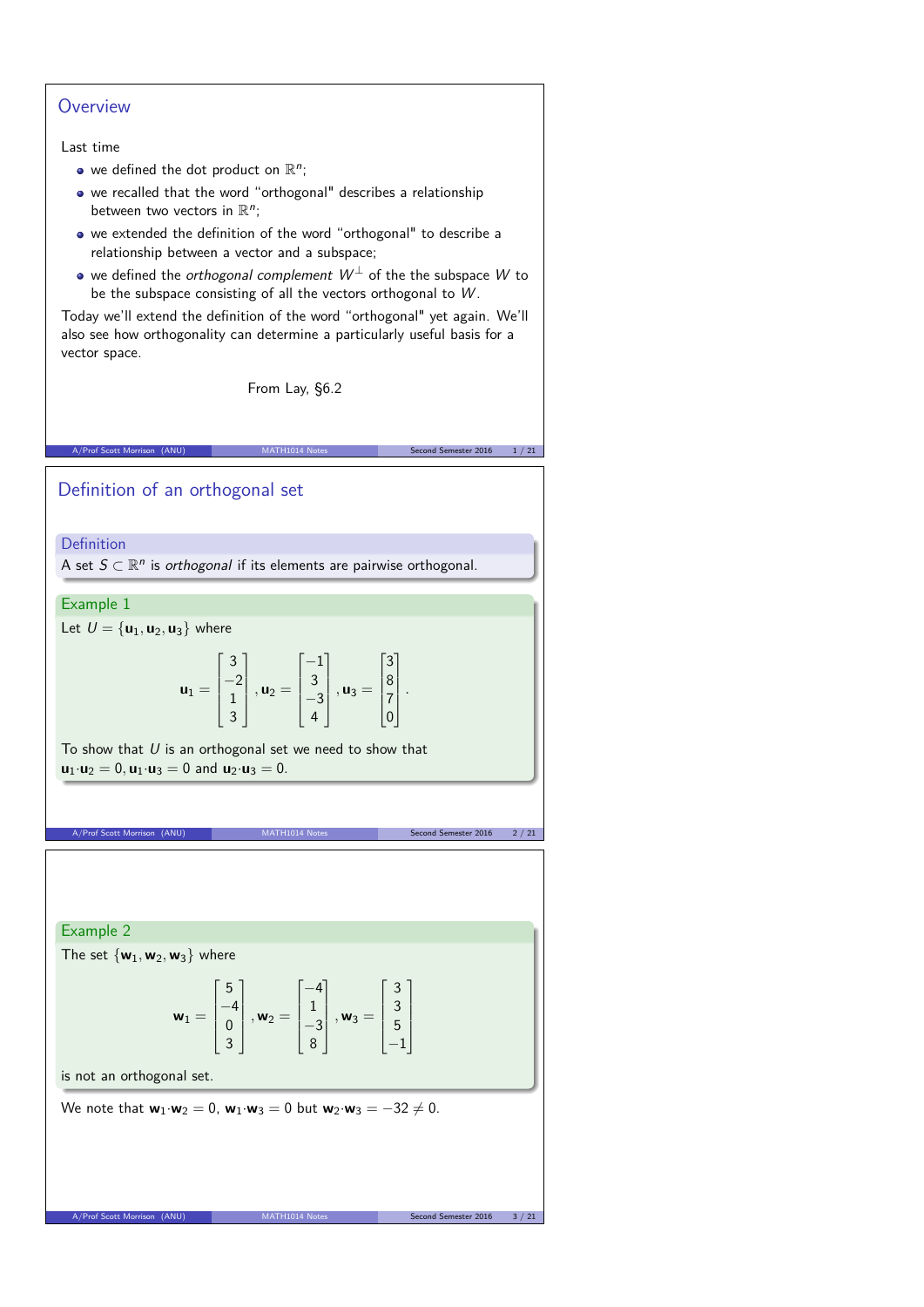## Overview

Last time

- we defined the dot product on $\mathbb{R}^n$;
- we recalled that the word "orthogonal" describes a relationship between two vectors in $\mathbb{R}^n$;
- we extended the definition of the word "orthogonal" to describe a relationship between a vector and a subspace;
- we defined the *orthogonal complement* $W^\perp$ of the the subspace $W$ to be the subspace consisting of all the vectors orthogonal to $W$.

Today we'll extend the definition of the word "orthogonal" yet again. We'll also see how orthogonality can determine a particularly useful basis for a vector space.

From Lay, §6.2

## Definition of an orthogonal set

**Definition**

A set $S \subset \mathbb{R}^n$ is *orthogonal* if its elements are pairwise orthogonal.

**Example 1**

Let $U = \{\mathbf{u}_1, \mathbf{u}_2, \mathbf{u}_3\}$ where

$$\mathbf{u}_1 = \begin{bmatrix} 3 \\ -2 \\ 1 \\ 3 \end{bmatrix}, \mathbf{u}_2 = \begin{bmatrix} -1 \\ 3 \\ -3 \\ 4 \end{bmatrix}, \mathbf{u}_3 = \begin{bmatrix} 3 \\ 8 \\ 7 \\ 0 \end{bmatrix}.$$

To show that $U$ is an orthogonal set we need to show that $\mathbf{u}_1 \cdot \mathbf{u}_2 = 0, \mathbf{u}_1 \cdot \mathbf{u}_3 = 0$ and $\mathbf{u}_2 \cdot \mathbf{u}_3 = 0$.

**Example 2**

The set $\{\mathbf{w}_1, \mathbf{w}_2, \mathbf{w}_3\}$ where

$$\mathbf{w}_1 = \begin{bmatrix} 5 \\ -4 \\ 0 \\ 3 \end{bmatrix}, \mathbf{w}_2 = \begin{bmatrix} -4 \\ 1 \\ -3 \\ 8 \end{bmatrix}, \mathbf{w}_3 = \begin{bmatrix} 3 \\ 3 \\ 5 \\ -1 \end{bmatrix}$$

is not an orthogonal set.

We note that $\mathbf{w}_1 \cdot \mathbf{w}_2 = 0$, $\mathbf{w}_1 \cdot \mathbf{w}_3 = 0$ but $\mathbf{w}_2 \cdot \mathbf{w}_3 = -32 \neq 0$.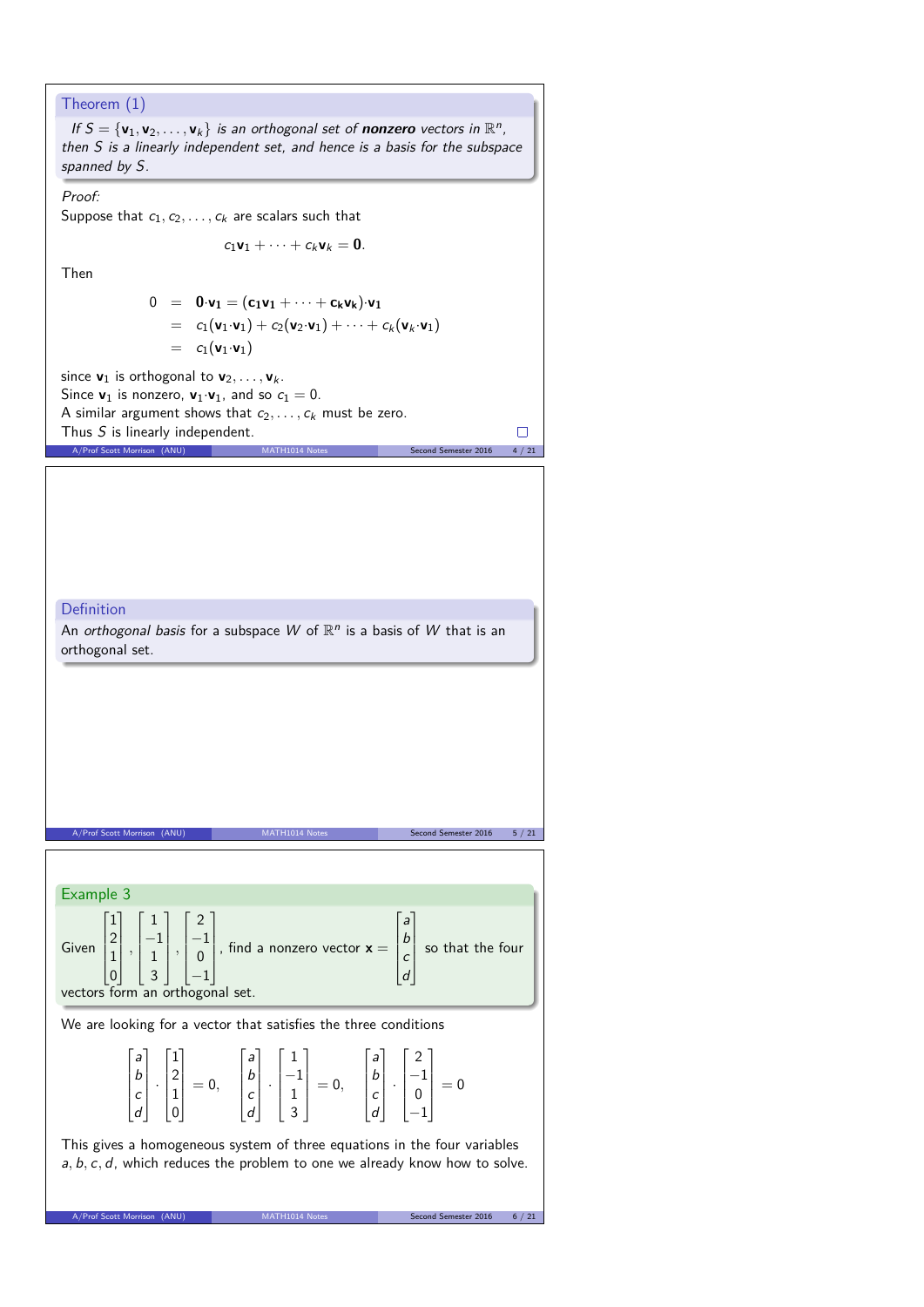### Theorem (1)

*If $S = \{\mathbf{v}_1, \mathbf{v}_2, \ldots, \mathbf{v}_k\}$ is an orthogonal set of* ***nonzero*** *vectors in $\mathbb{R}^n$, then $S$ is a linearly independent set, and hence is a basis for the subspace spanned by $S$.*

*Proof:*
Suppose that $c_1, c_2, \ldots, c_k$ are scalars such that

$$c_1\mathbf{v}_1 + \cdots + c_k\mathbf{v}_k = \mathbf{0}.$$

Then

$$\begin{aligned} 0 &= \mathbf{0}\cdot\mathbf{v_1} = (\mathbf{c_1 v_1} + \cdots + \mathbf{c_k v_k})\cdot\mathbf{v_1} \\ &= c_1(\mathbf{v}_1\cdot\mathbf{v}_1) + c_2(\mathbf{v}_2\cdot\mathbf{v}_1) + \cdots + c_k(\mathbf{v}_k\cdot\mathbf{v}_1) \\ &= c_1(\mathbf{v}_1\cdot\mathbf{v}_1) \end{aligned}$$

since $\mathbf{v}_1$ is orthogonal to $\mathbf{v}_2, \ldots, \mathbf{v}_k$.
Since $\mathbf{v}_1$ is nonzero, $\mathbf{v}_1\cdot\mathbf{v}_1$, and so $c_1 = 0$.
A similar argument shows that $c_2, \ldots, c_k$ must be zero.
Thus $S$ is linearly independent. □

### Definition

An *orthogonal basis* for a subspace $W$ of $\mathbb{R}^n$ is a basis of $W$ that is an orthogonal set.

### Example 3

Given $\begin{bmatrix}1\\2\\1\\0\end{bmatrix}, \begin{bmatrix}1\\-1\\1\\3\end{bmatrix}, \begin{bmatrix}2\\-1\\0\\-1\end{bmatrix}$, find a nonzero vector $\mathbf{x} = \begin{bmatrix}a\\b\\c\\d\end{bmatrix}$ so that the four vectors form an orthogonal set.

We are looking for a vector that satisfies the three conditions

$$\begin{bmatrix}a\\b\\c\\d\end{bmatrix}\cdot\begin{bmatrix}1\\2\\1\\0\end{bmatrix} = 0, \quad \begin{bmatrix}a\\b\\c\\d\end{bmatrix}\cdot\begin{bmatrix}1\\-1\\1\\3\end{bmatrix} = 0, \quad \begin{bmatrix}a\\b\\c\\d\end{bmatrix}\cdot\begin{bmatrix}2\\-1\\0\\-1\end{bmatrix} = 0$$

This gives a homogeneous system of three equations in the four variables $a, b, c, d$, which reduces the problem to one we already know how to solve.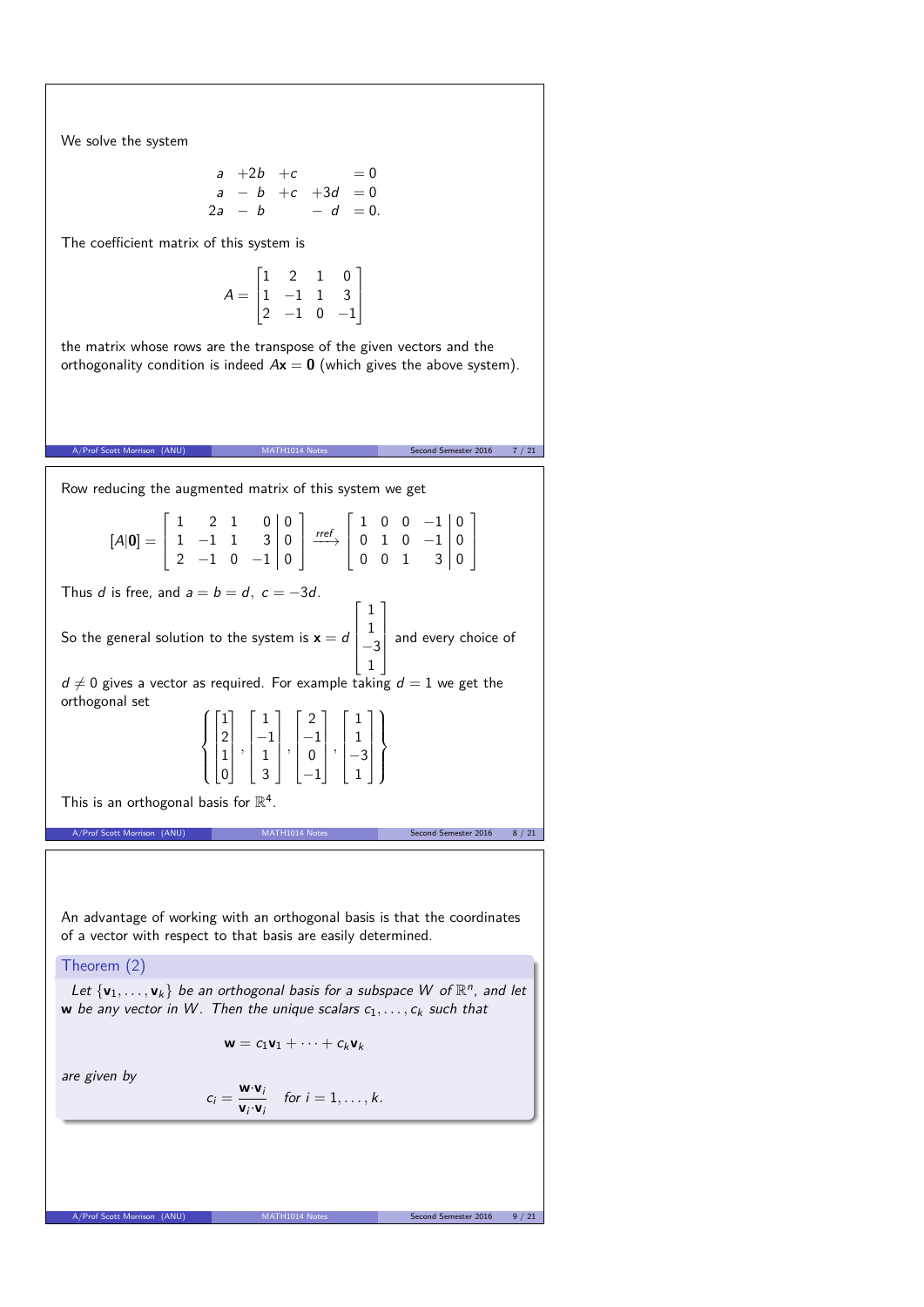We solve the system

$$\begin{array}{rcrcrcrcl} a & + & 2b & + & c & & & = & 0 \\ a & - & b & + & c & + & 3d & = & 0 \\ 2a & - & b & & & - & d & = & 0. \end{array}$$

The coefficient matrix of this system is

$$A = \begin{bmatrix} 1 & 2 & 1 & 0 \\ 1 & -1 & 1 & 3 \\ 2 & -1 & 0 & -1 \end{bmatrix}$$

the matrix whose rows are the transpose of the given vectors and the orthogonality condition is indeed $A\mathbf{x} = \mathbf{0}$ (which gives the above system).

Row reducing the augmented matrix of this system we get

$$[A|\mathbf{0}] = \left[\begin{array}{rrrr|r} 1 & 2 & 1 & 0 & 0 \\ 1 & -1 & 1 & 3 & 0 \\ 2 & -1 & 0 & -1 & 0 \end{array}\right] \xrightarrow{rref} \left[\begin{array}{rrrr|r} 1 & 0 & 0 & -1 & 0 \\ 0 & 1 & 0 & -1 & 0 \\ 0 & 0 & 1 & 3 & 0 \end{array}\right]$$

Thus $d$ is free, and $a = b = d,\ c = -3d$.

So the general solution to the system is $\mathbf{x} = d \begin{bmatrix} 1 \\ 1 \\ -3 \\ 1 \end{bmatrix}$ and every choice of $d \neq 0$ gives a vector as required. For example taking $d = 1$ we get the orthogonal set

$$\left\{ \begin{bmatrix} 1 \\ 2 \\ 1 \\ 0 \end{bmatrix}, \begin{bmatrix} 1 \\ -1 \\ 1 \\ 3 \end{bmatrix}, \begin{bmatrix} 2 \\ -1 \\ 0 \\ -1 \end{bmatrix}, \begin{bmatrix} 1 \\ 1 \\ -3 \\ 1 \end{bmatrix} \right\}$$

This is an orthogonal basis for $\mathbb{R}^4$.

An advantage of working with an orthogonal basis is that the coordinates of a vector with respect to that basis are easily determined.

**Theorem (2)**

*Let $\{\mathbf{v}_1, \ldots, \mathbf{v}_k\}$ be an orthogonal basis for a subspace $W$ of $\mathbb{R}^n$, and let $\mathbf{w}$ be any vector in $W$. Then the unique scalars $c_1, \ldots, c_k$ such that*

$$\mathbf{w} = c_1\mathbf{v}_1 + \cdots + c_k\mathbf{v}_k$$

*are given by*

$$c_i = \frac{\mathbf{w} \cdot \mathbf{v}_i}{\mathbf{v}_i \cdot \mathbf{v}_i} \quad \text{for } i = 1, \ldots, k.$$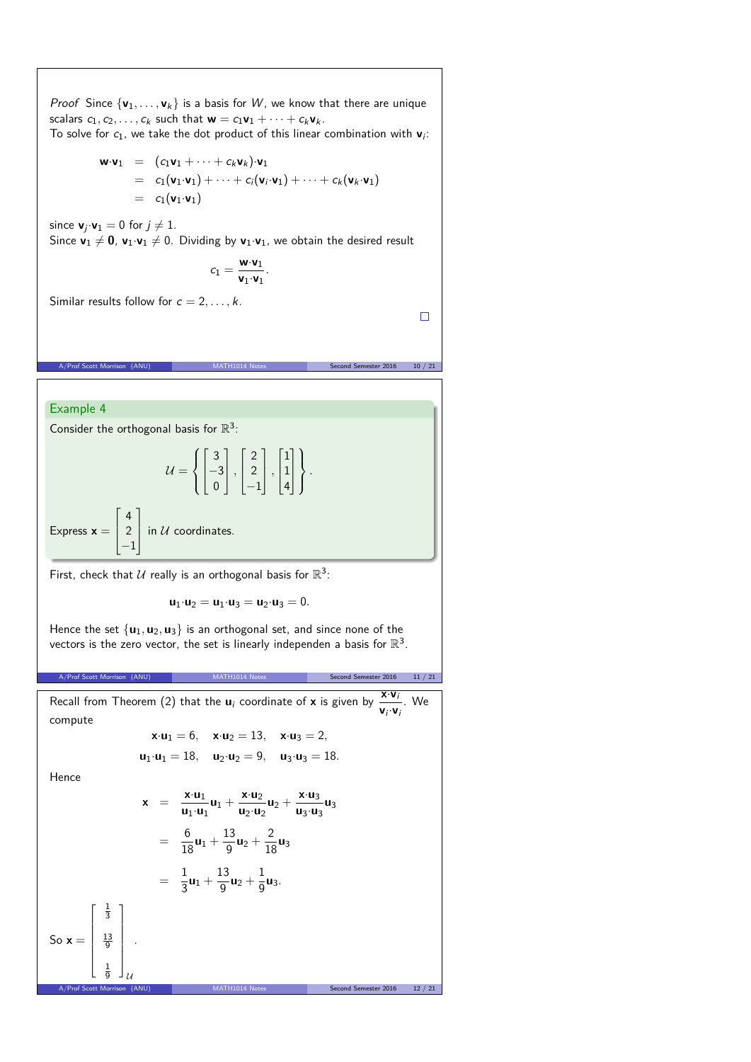*Proof* Since $\{\mathbf{v}_1, \ldots, \mathbf{v}_k\}$ is a basis for $W$, we know that there are unique scalars $c_1, c_2, \ldots, c_k$ such that $\mathbf{w} = c_1\mathbf{v}_1 + \cdots + c_k\mathbf{v}_k$.
To solve for $c_1$, we take the dot product of this linear combination with $\mathbf{v}_i$:

$$\begin{aligned}
\mathbf{w}\cdot\mathbf{v}_1 &= (c_1\mathbf{v}_1 + \cdots + c_k\mathbf{v}_k)\cdot\mathbf{v}_1 \\
&= c_1(\mathbf{v}_1\cdot\mathbf{v}_1) + \cdots + c_i(\mathbf{v}_i\cdot\mathbf{v}_1) + \cdots + c_k(\mathbf{v}_k\cdot\mathbf{v}_1) \\
&= c_1(\mathbf{v}_1\cdot\mathbf{v}_1)
\end{aligned}$$

since $\mathbf{v}_j\cdot\mathbf{v}_1 = 0$ for $j \neq 1$.
Since $\mathbf{v}_1 \neq \mathbf{0}$, $\mathbf{v}_1\cdot\mathbf{v}_1 \neq 0$. Dividing by $\mathbf{v}_1\cdot\mathbf{v}_1$, we obtain the desired result

$$c_1 = \frac{\mathbf{w}\cdot\mathbf{v}_1}{\mathbf{v}_1\cdot\mathbf{v}_1}.$$

Similar results follow for $c = 2, \ldots, k$.

□

## Example 4

Consider the orthogonal basis for $\mathbb{R}^3$:

$$\mathcal{U} = \left\{ \begin{bmatrix} 3 \\ -3 \\ 0 \end{bmatrix}, \begin{bmatrix} 2 \\ 2 \\ -1 \end{bmatrix}, \begin{bmatrix} 1 \\ 1 \\ 4 \end{bmatrix} \right\}.$$

Express $\mathbf{x} = \begin{bmatrix} 4 \\ 2 \\ -1 \end{bmatrix}$ in $\mathcal{U}$ coordinates.

First, check that $\mathcal{U}$ really is an orthogonal basis for $\mathbb{R}^3$:

$$\mathbf{u}_1\cdot\mathbf{u}_2 = \mathbf{u}_1\cdot\mathbf{u}_3 = \mathbf{u}_2\cdot\mathbf{u}_3 = 0.$$

Hence the set $\{\mathbf{u}_1, \mathbf{u}_2, \mathbf{u}_3\}$ is an orthogonal set, and since none of the vectors is the zero vector, the set is linearly independen a basis for $\mathbb{R}^3$.

Recall from Theorem (2) that the $\mathbf{u}_i$ coordinate of $\mathbf{x}$ is given by $\dfrac{\mathbf{x}\cdot\mathbf{v}_i}{\mathbf{v}_i\cdot\mathbf{v}_i}$. We compute

$$\mathbf{x}\cdot\mathbf{u}_1 = 6, \quad \mathbf{x}\cdot\mathbf{u}_2 = 13, \quad \mathbf{x}\cdot\mathbf{u}_3 = 2,$$

$$\mathbf{u}_1\cdot\mathbf{u}_1 = 18, \quad \mathbf{u}_2\cdot\mathbf{u}_2 = 9, \quad \mathbf{u}_3\cdot\mathbf{u}_3 = 18.$$

Hence

$$\begin{aligned}
\mathbf{x} &= \frac{\mathbf{x}\cdot\mathbf{u}_1}{\mathbf{u}_1\cdot\mathbf{u}_1}\mathbf{u}_1 + \frac{\mathbf{x}\cdot\mathbf{u}_2}{\mathbf{u}_2\cdot\mathbf{u}_2}\mathbf{u}_2 + \frac{\mathbf{x}\cdot\mathbf{u}_3}{\mathbf{u}_3\cdot\mathbf{u}_3}\mathbf{u}_3 \\
&= \frac{6}{18}\mathbf{u}_1 + \frac{13}{9}\mathbf{u}_2 + \frac{2}{18}\mathbf{u}_3 \\
&= \frac{1}{3}\mathbf{u}_1 + \frac{13}{9}\mathbf{u}_2 + \frac{1}{9}\mathbf{u}_3.
\end{aligned}$$

So $\mathbf{x} = \begin{bmatrix} \frac{1}{3} \\ \frac{13}{9} \\ \frac{1}{9} \end{bmatrix}_{\mathcal{U}}$.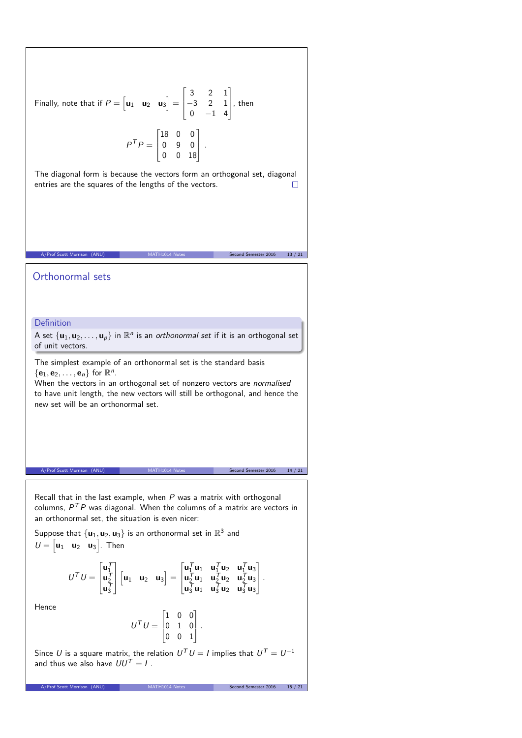Finally, note that if $P = \begin{bmatrix} \mathbf{u}_1 & \mathbf{u}_2 & \mathbf{u}_3 \end{bmatrix} = \begin{bmatrix} 3 & 2 & 1 \\ -3 & 2 & 1 \\ 0 & -1 & 4 \end{bmatrix}$, then

$$P^T P = \begin{bmatrix} 18 & 0 & 0 \\ 0 & 9 & 0 \\ 0 & 0 & 18 \end{bmatrix}.$$

The diagonal form is because the vectors form an orthogonal set, diagonal entries are the squares of the lengths of the vectors. □

## Orthonormal sets

**Definition**

A set $\{\mathbf{u}_1, \mathbf{u}_2, \ldots, \mathbf{u}_p\}$ in $\mathbb{R}^n$ is an *orthonormal set* if it is an orthogonal set of unit vectors.

The simplest example of an orthonormal set is the standard basis $\{\mathbf{e}_1, \mathbf{e}_2, \ldots, \mathbf{e}_n\}$ for $\mathbb{R}^n$.
When the vectors in an orthogonal set of nonzero vectors are *normalised* to have unit length, the new vectors will still be orthogonal, and hence the new set will be an orthonormal set.

Recall that in the last example, when $P$ was a matrix with orthogonal columns, $P^T P$ was diagonal. When the columns of a matrix are vectors in an orthonormal set, the situation is even nicer:

Suppose that $\{\mathbf{u}_1, \mathbf{u}_2, \mathbf{u}_3\}$ is an orthonormal set in $\mathbb{R}^3$ and $U = \begin{bmatrix} \mathbf{u}_1 & \mathbf{u}_2 & \mathbf{u}_3 \end{bmatrix}$. Then

$$U^T U = \begin{bmatrix} \mathbf{u}_1^T \\ \mathbf{u}_2^T \\ \mathbf{u}_3^T \end{bmatrix} \begin{bmatrix} \mathbf{u}_1 & \mathbf{u}_2 & \mathbf{u}_3 \end{bmatrix} = \begin{bmatrix} \mathbf{u}_1^T \mathbf{u}_1 & \mathbf{u}_1^T \mathbf{u}_2 & \mathbf{u}_1^T \mathbf{u}_3 \\ \mathbf{u}_2^T \mathbf{u}_1 & \mathbf{u}_2^T \mathbf{u}_2 & \mathbf{u}_2^T \mathbf{u}_3 \\ \mathbf{u}_3^T \mathbf{u}_1 & \mathbf{u}_3^T \mathbf{u}_2 & \mathbf{u}_3^T \mathbf{u}_3 \end{bmatrix}.$$

Hence

$$U^T U = \begin{bmatrix} 1 & 0 & 0 \\ 0 & 1 & 0 \\ 0 & 0 & 1 \end{bmatrix}.$$

Since $U$ is a square matrix, the relation $U^T U = I$ implies that $U^T = U^{-1}$ and thus we also have $UU^T = I$ .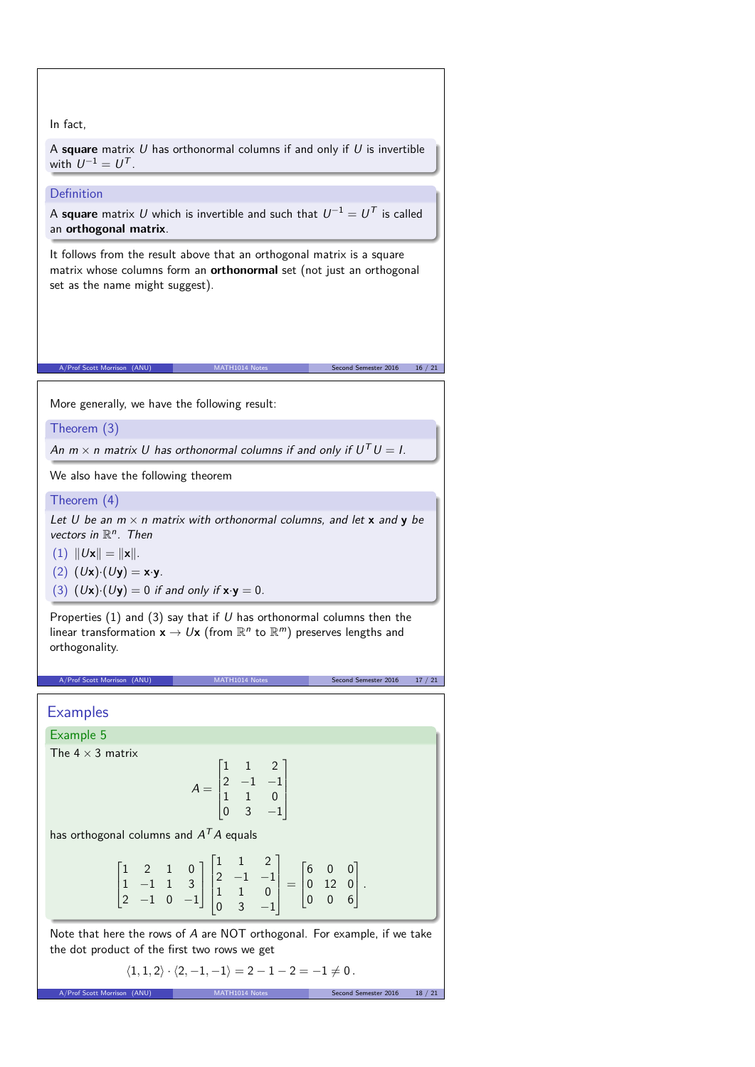In fact,

A **square** matrix $U$ has orthonormal columns if and only if $U$ is invertible with $U^{-1} = U^T$.

### Definition

A **square** matrix $U$ which is invertible and such that $U^{-1} = U^T$ is called an **orthogonal matrix**.

It follows from the result above that an orthogonal matrix is a square matrix whose columns form an **orthonormal** set (not just an orthogonal set as the name might suggest).

More generally, we have the following result:

### Theorem (3)

*An $m \times n$ matrix $U$ has orthonormal columns if and only if $U^T U = I$.*

We also have the following theorem

### Theorem (4)

*Let $U$ be an $m \times n$ matrix with orthonormal columns, and let $\mathbf{x}$ and $\mathbf{y}$ be vectors in $\mathbb{R}^n$. Then*

(1) $\|U\mathbf{x}\| = \|\mathbf{x}\|$.

(2) $(U\mathbf{x})\cdot(U\mathbf{y}) = \mathbf{x}\cdot\mathbf{y}$.

(3) $(U\mathbf{x})\cdot(U\mathbf{y}) = 0$ *if and only if* $\mathbf{x}\cdot\mathbf{y} = 0$.

Properties (1) and (3) say that if $U$ has orthonormal columns then the linear transformation $\mathbf{x} \to U\mathbf{x}$ (from $\mathbb{R}^n$ to $\mathbb{R}^m$) preserves lengths and orthogonality.

## Examples

### Example 5

The $4 \times 3$ matrix

$$A = \begin{bmatrix} 1 & 1 & 2 \\ 2 & -1 & -1 \\ 1 & 1 & 0 \\ 0 & 3 & -1 \end{bmatrix}$$

has orthogonal columns and $A^T A$ equals

$$\begin{bmatrix} 1 & 2 & 1 & 0 \\ 1 & -1 & 1 & 3 \\ 2 & -1 & 0 & -1 \end{bmatrix} \begin{bmatrix} 1 & 1 & 2 \\ 2 & -1 & -1 \\ 1 & 1 & 0 \\ 0 & 3 & -1 \end{bmatrix} = \begin{bmatrix} 6 & 0 & 0 \\ 0 & 12 & 0 \\ 0 & 0 & 6 \end{bmatrix}.$$

Note that here the rows of $A$ are NOT orthogonal. For example, if we take the dot product of the first two rows we get

$$\langle 1, 1, 2 \rangle \cdot \langle 2, -1, -1 \rangle = 2 - 1 - 2 = -1 \neq 0\,.$$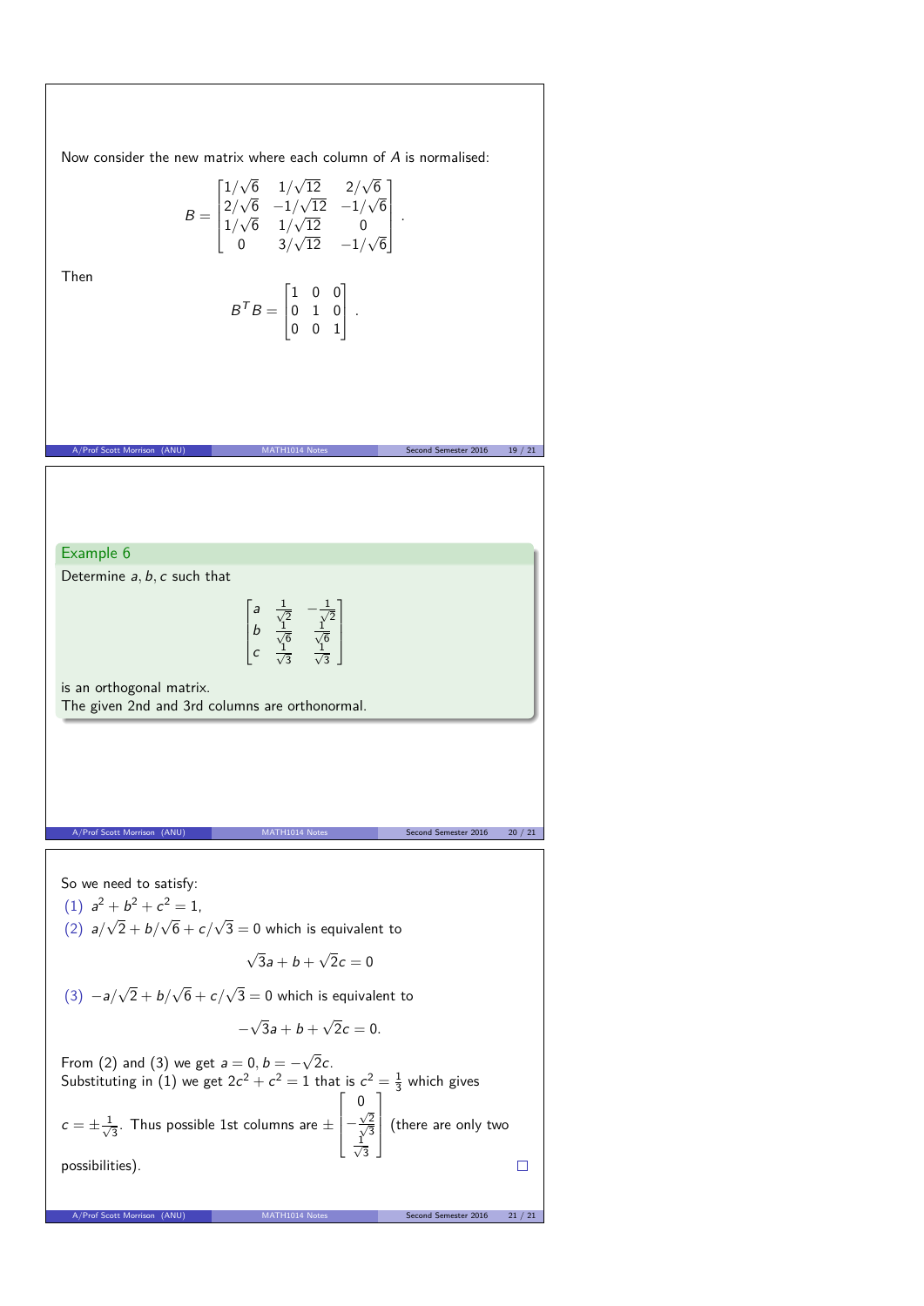Now consider the new matrix where each column of $A$ is normalised:

$$B = \begin{bmatrix} 1/\sqrt{6} & 1/\sqrt{12} & 2/\sqrt{6} \\ 2/\sqrt{6} & -1/\sqrt{12} & -1/\sqrt{6} \\ 1/\sqrt{6} & 1/\sqrt{12} & 0 \\ 0 & 3/\sqrt{12} & -1/\sqrt{6} \end{bmatrix}.$$

Then

$$B^T B = \begin{bmatrix} 1 & 0 & 0 \\ 0 & 1 & 0 \\ 0 & 0 & 1 \end{bmatrix}.$$

**Example 6**

Determine $a, b, c$ such that

$$\begin{bmatrix} a & \frac{1}{\sqrt{2}} & -\frac{1}{\sqrt{2}} \\ b & \frac{1}{\sqrt{6}} & \frac{1}{\sqrt{6}} \\ c & \frac{1}{\sqrt{3}} & \frac{1}{\sqrt{3}} \end{bmatrix}$$

is an orthogonal matrix.
The given 2nd and 3rd columns are orthonormal.

So we need to satisfy:

(1) $a^2 + b^2 + c^2 = 1$,

(2) $a/\sqrt{2} + b/\sqrt{6} + c/\sqrt{3} = 0$ which is equivalent to

$$\sqrt{3}a + b + \sqrt{2}c = 0$$

(3) $-a/\sqrt{2} + b/\sqrt{6} + c/\sqrt{3} = 0$ which is equivalent to

$$-\sqrt{3}a + b + \sqrt{2}c = 0.$$

From (2) and (3) we get $a = 0, b = -\sqrt{2}c$.
Substituting in (1) we get $2c^2 + c^2 = 1$ that is $c^2 = \frac{1}{3}$ which gives $c = \pm\frac{1}{\sqrt{3}}$. Thus possible 1st columns are $\pm \begin{bmatrix} 0 \\ -\frac{\sqrt{2}}{\sqrt{3}} \\ \frac{1}{\sqrt{3}} \end{bmatrix}$ (there are only two possibilities). □